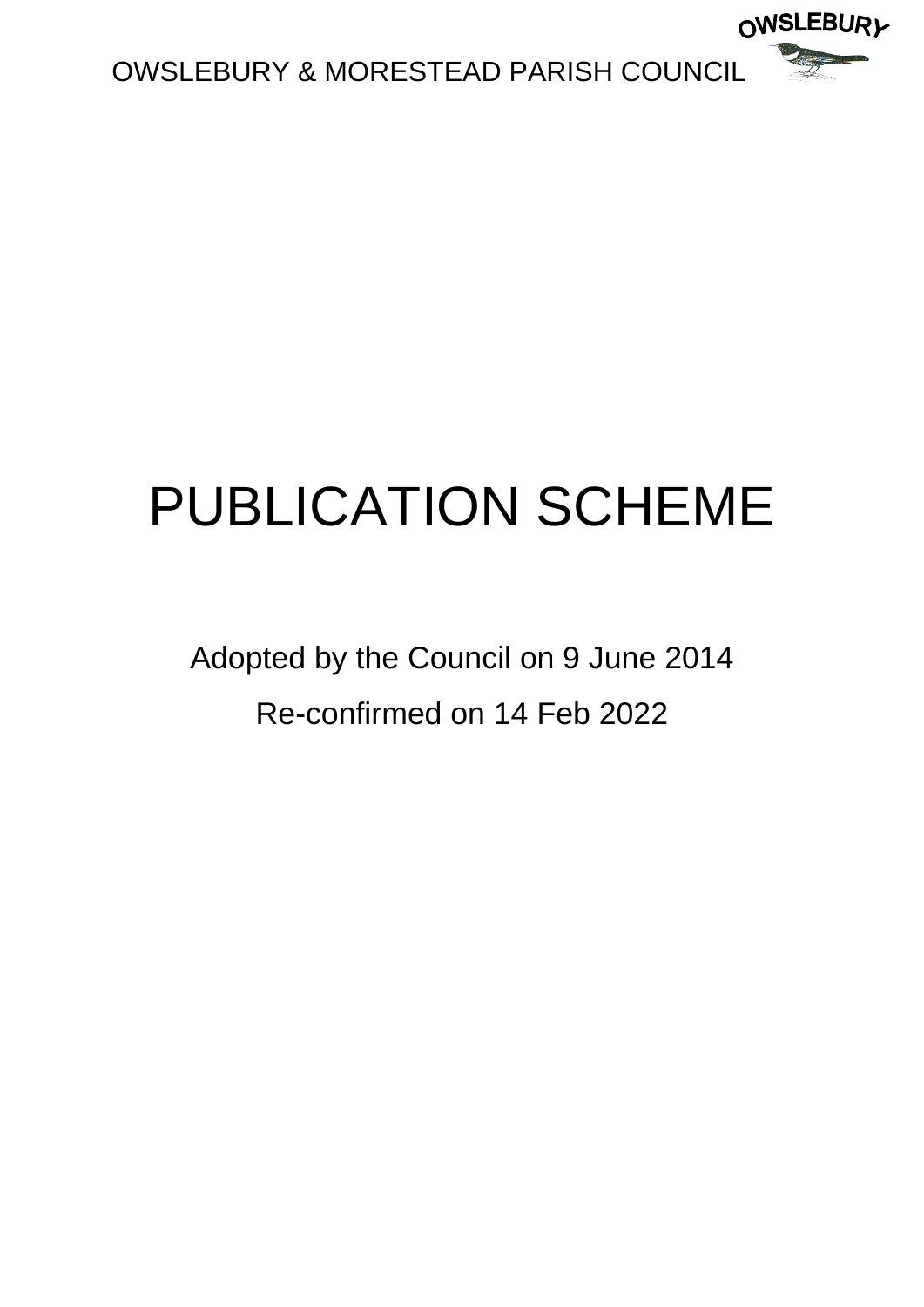OWSLEBURY & MORESTEAD PARISH COUNCIL

# PUBLICATION SCHEME

Adopted by the Council on 9 June 2014

Re-confirmed on 14 Feb 2022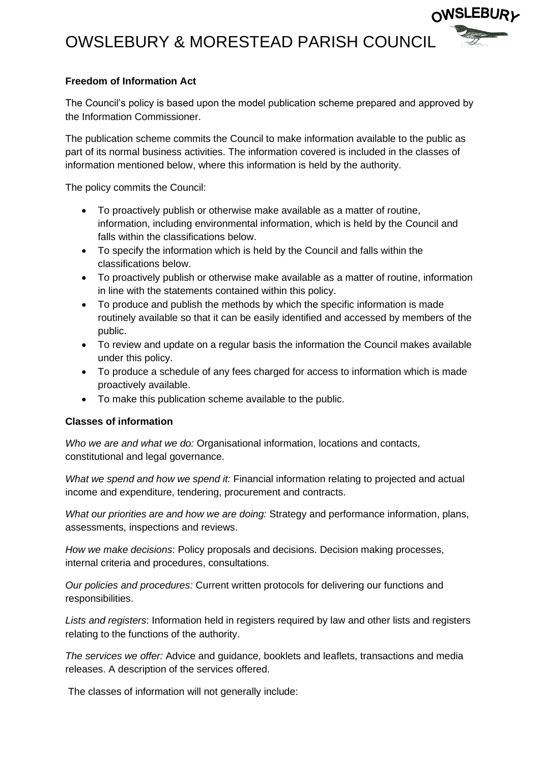# OWSLEBURY & MORESTEAD PARISH COUNCIL

**Freedom of Information Act**

The Council's policy is based upon the model publication scheme prepared and approved by the Information Commissioner.

The publication scheme commits the Council to make information available to the public as part of its normal business activities. The information covered is included in the classes of information mentioned below, where this information is held by the authority.

The policy commits the Council:

- To proactively publish or otherwise make available as a matter of routine, information, including environmental information, which is held by the Council and falls within the classifications below.
- To specify the information which is held by the Council and falls within the classifications below.
- To proactively publish or otherwise make available as a matter of routine, information in line with the statements contained within this policy.
- To produce and publish the methods by which the specific information is made routinely available so that it can be easily identified and accessed by members of the public.
- To review and update on a regular basis the information the Council makes available under this policy.
- To produce a schedule of any fees charged for access to information which is made proactively available.
- To make this publication scheme available to the public.

**Classes of information**

*Who we are and what we do:* Organisational information, locations and contacts, constitutional and legal governance.

*What we spend and how we spend it:* Financial information relating to projected and actual income and expenditure, tendering, procurement and contracts.

*What our priorities are and how we are doing:* Strategy and performance information, plans, assessments, inspections and reviews.

*How we make decisions*: Policy proposals and decisions. Decision making processes, internal criteria and procedures, consultations.

*Our policies and procedures:* Current written protocols for delivering our functions and responsibilities.

*Lists and registers*: Information held in registers required by law and other lists and registers relating to the functions of the authority.

*The services we offer:* Advice and guidance, booklets and leaflets, transactions and media releases. A description of the services offered.

The classes of information will not generally include: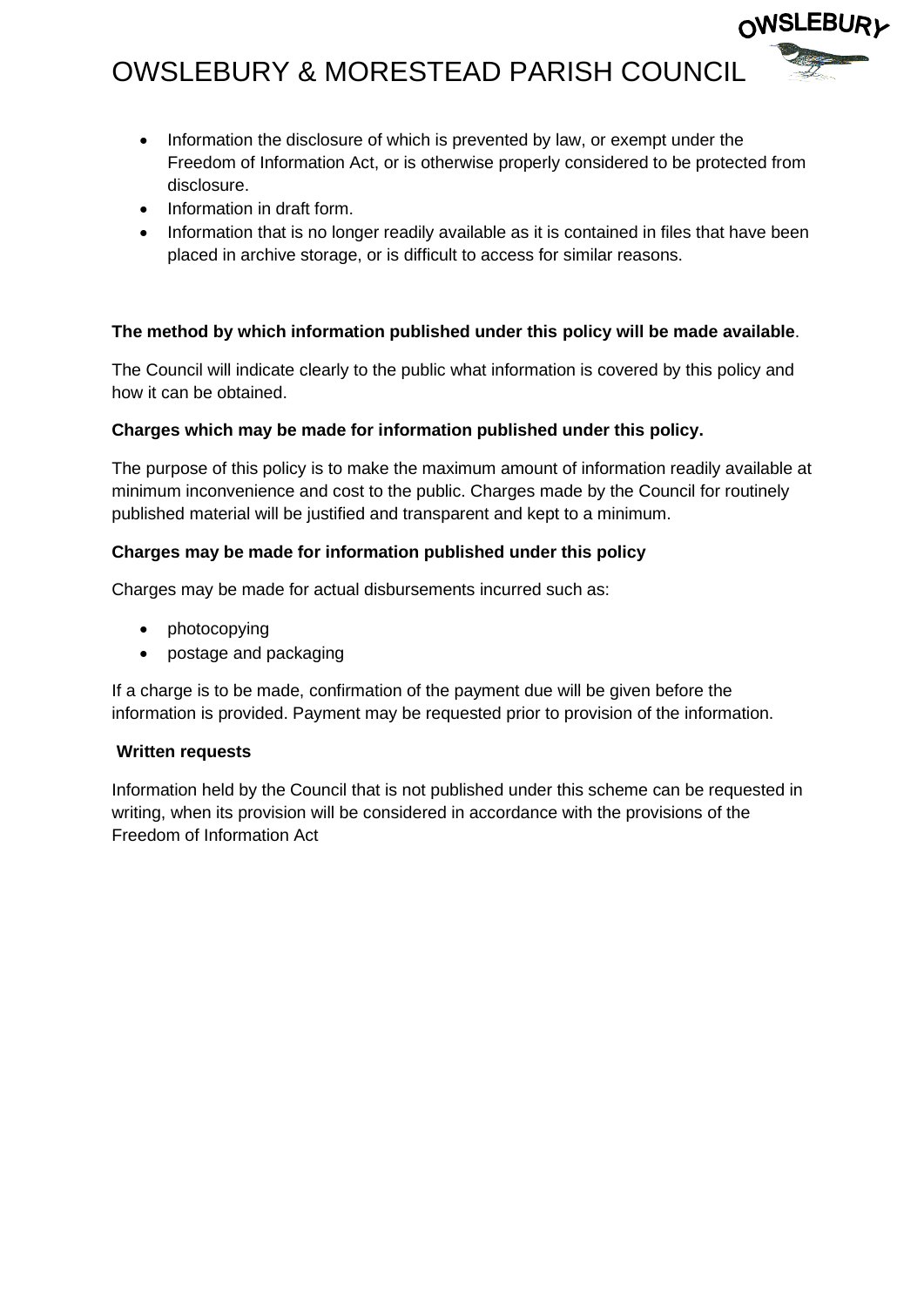- Information the disclosure of which is prevented by law, or exempt under the Freedom of Information Act, or is otherwise properly considered to be protected from disclosure.
- Information in draft form.
- Information that is no longer readily available as it is contained in files that have been placed in archive storage, or is difficult to access for similar reasons.

**The method by which information published under this policy will be made available**.

The Council will indicate clearly to the public what information is covered by this policy and how it can be obtained.

**Charges which may be made for information published under this policy.**

The purpose of this policy is to make the maximum amount of information readily available at minimum inconvenience and cost to the public. Charges made by the Council for routinely published material will be justified and transparent and kept to a minimum.

**Charges may be made for information published under this policy**

Charges may be made for actual disbursements incurred such as:

- photocopying
- postage and packaging

If a charge is to be made, confirmation of the payment due will be given before the information is provided. Payment may be requested prior to provision of the information.

**Written requests**

Information held by the Council that is not published under this scheme can be requested in writing, when its provision will be considered in accordance with the provisions of the Freedom of Information Act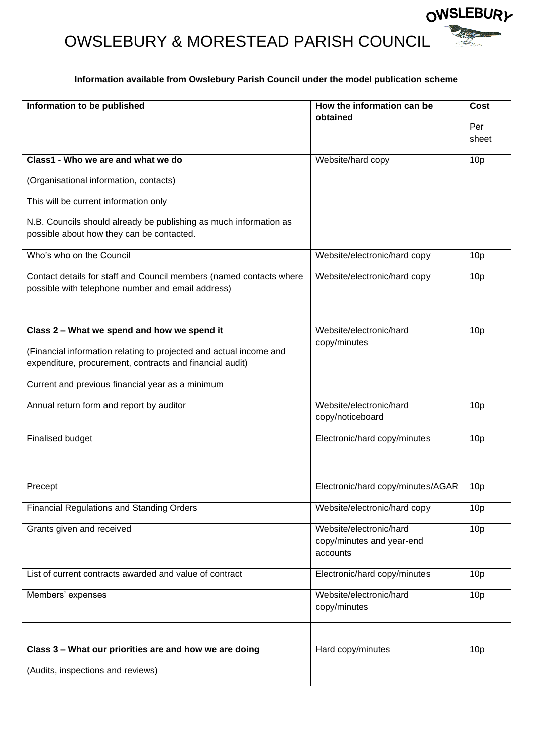# OWSLEBURY & MORESTEAD PARISH COUNCIL

**Information available from Owslebury Parish Council under the model publication scheme**

| **Information to be published** | **How the information can be obtained** | **Cost**<br><br>Per sheet |
|---|---|---|
| **Class1 - Who we are and what we do**<br><br>(Organisational information, contacts)<br><br>This will be current information only<br><br>N.B. Councils should already be publishing as much information as possible about how they can be contacted. | Website/hard copy | 10p |
| Who's who on the Council | Website/electronic/hard copy | 10p |
| Contact details for staff and Council members (named contacts where possible with telephone number and email address) | Website/electronic/hard copy | 10p |
| | | |
| **Class 2 – What we spend and how we spend it**<br><br>(Financial information relating to projected and actual income and expenditure, procurement, contracts and financial audit)<br><br>Current and previous financial year as a minimum | Website/electronic/hard copy/minutes | 10p |
| Annual return form and report by auditor | Website/electronic/hard copy/noticeboard | 10p |
| Finalised budget | Electronic/hard copy/minutes | 10p |
| Precept | Electronic/hard copy/minutes/AGAR | 10p |
| Financial Regulations and Standing Orders | Website/electronic/hard copy | 10p |
| Grants given and received | Website/electronic/hard copy/minutes and year-end accounts | 10p |
| List of current contracts awarded and value of contract | Electronic/hard copy/minutes | 10p |
| Members' expenses | Website/electronic/hard copy/minutes | 10p |
| | | |
| **Class 3 – What our priorities are and how we are doing**<br><br>(Audits, inspections and reviews) | Hard copy/minutes | 10p |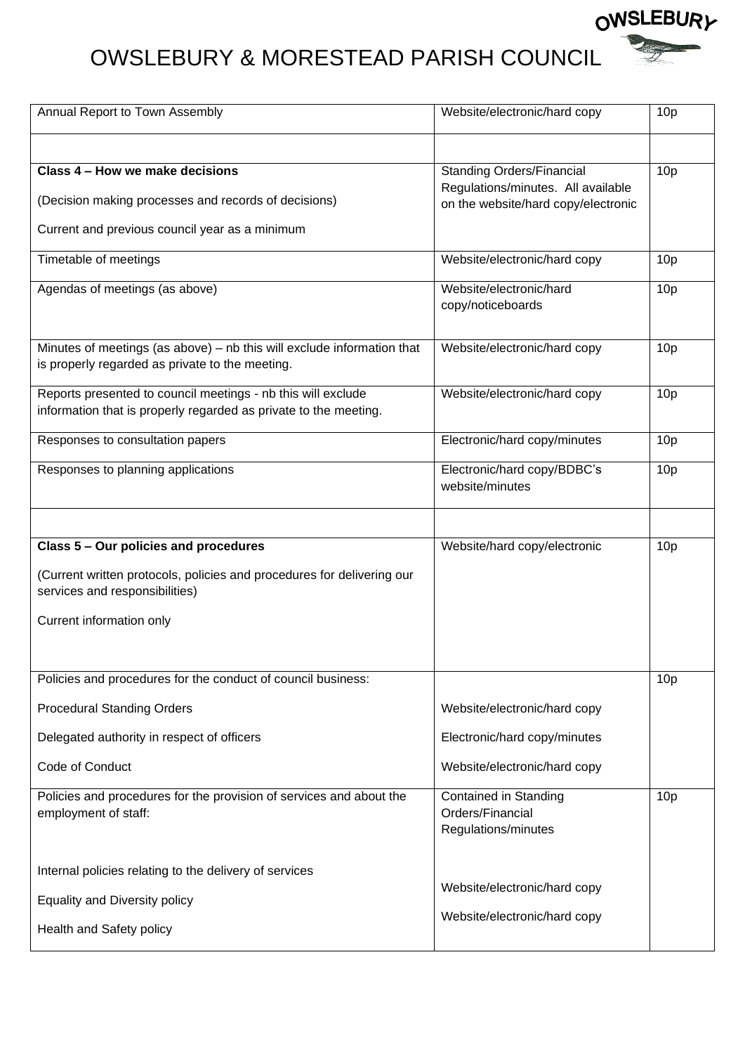# OWSLEBURY & MORESTEAD PARISH COUNCIL

| | | |
|---|---|---|
| Annual Report to Town Assembly | Website/electronic/hard copy | 10p |
| | | |
| **Class 4 – How we make decisions**<br><br>(Decision making processes and records of decisions)<br><br>Current and previous council year as a minimum | Standing Orders/Financial Regulations/minutes. All available on the website/hard copy/electronic | 10p |
| Timetable of meetings | Website/electronic/hard copy | 10p |
| Agendas of meetings (as above) | Website/electronic/hard copy/noticeboards | 10p |
| Minutes of meetings (as above) – nb this will exclude information that is properly regarded as private to the meeting. | Website/electronic/hard copy | 10p |
| Reports presented to council meetings - nb this will exclude information that is properly regarded as private to the meeting. | Website/electronic/hard copy | 10p |
| Responses to consultation papers | Electronic/hard copy/minutes | 10p |
| Responses to planning applications | Electronic/hard copy/BDBC's website/minutes | 10p |
| | | |
| **Class 5 – Our policies and procedures**<br><br>(Current written protocols, policies and procedures for delivering our services and responsibilities)<br><br>Current information only | Website/hard copy/electronic | 10p |
| Policies and procedures for the conduct of council business:<br><br>Procedural Standing Orders<br><br>Delegated authority in respect of officers<br><br>Code of Conduct | <br><br>Website/electronic/hard copy<br><br>Electronic/hard copy/minutes<br><br>Website/electronic/hard copy | 10p |
| Policies and procedures for the provision of services and about the employment of staff:<br><br>Internal policies relating to the delivery of services<br><br>Equality and Diversity policy<br><br>Health and Safety policy | Contained in Standing Orders/Financial Regulations/minutes<br><br>Website/electronic/hard copy<br><br>Website/electronic/hard copy | 10p |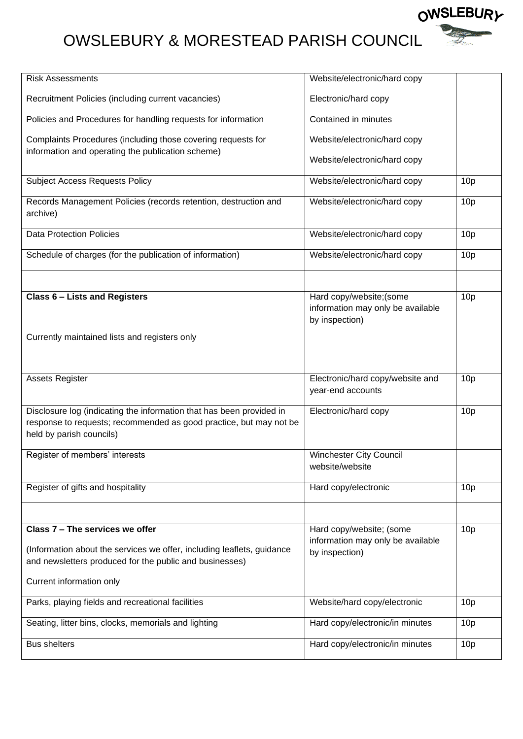# OWSLEBURY & MORESTEAD PARISH COUNCIL

| | | |
|---|---|---|
| Risk Assessments<br><br>Recruitment Policies (including current vacancies)<br><br>Policies and Procedures for handling requests for information<br><br>Complaints Procedures (including those covering requests for information and operating the publication scheme) | Website/electronic/hard copy<br><br>Electronic/hard copy<br><br>Contained in minutes<br><br>Website/electronic/hard copy<br><br>Website/electronic/hard copy | |
| Subject Access Requests Policy | Website/electronic/hard copy | 10p |
| Records Management Policies (records retention, destruction and archive) | Website/electronic/hard copy | 10p |
| Data Protection Policies | Website/electronic/hard copy | 10p |
| Schedule of charges (for the publication of information) | Website/electronic/hard copy | 10p |
| | | |
| **Class 6 – Lists and Registers**<br><br>Currently maintained lists and registers only | Hard copy/website;(some information may only be available by inspection) | 10p |
| Assets Register | Electronic/hard copy/website and year-end accounts | 10p |
| Disclosure log (indicating the information that has been provided in response to requests; recommended as good practice, but may not be held by parish councils) | Electronic/hard copy | 10p |
| Register of members' interests | Winchester City Council website/website | |
| Register of gifts and hospitality | Hard copy/electronic | 10p |
| | | |
| **Class 7 – The services we offer**<br><br>(Information about the services we offer, including leaflets, guidance and newsletters produced for the public and businesses)<br><br>Current information only | Hard copy/website; (some information may only be available by inspection) | 10p |
| Parks, playing fields and recreational facilities | Website/hard copy/electronic | 10p |
| Seating, litter bins, clocks, memorials and lighting | Hard copy/electronic/in minutes | 10p |
| Bus shelters | Hard copy/electronic/in minutes | 10p |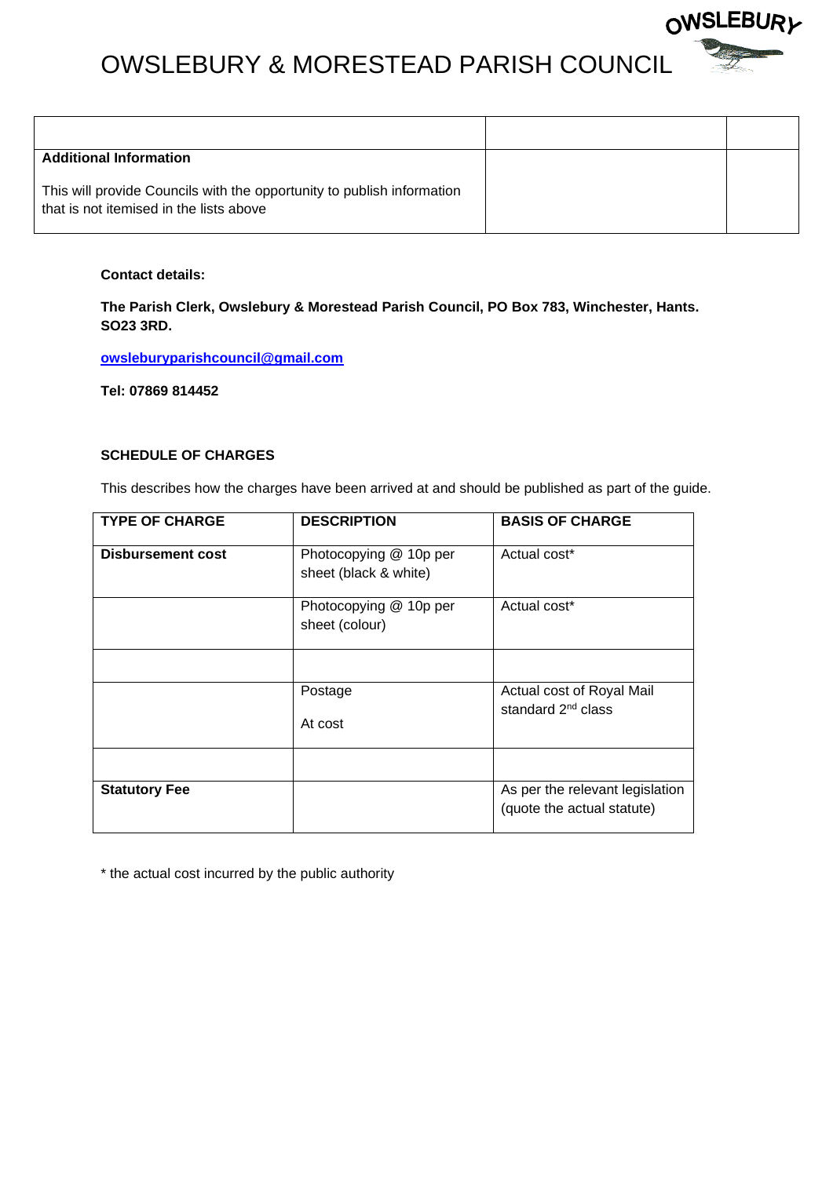# OWSLEBURY & MORESTEAD PARISH COUNCIL

| | | |
|---|---|---|
| **Additional Information**<br><br>This will provide Councils with the opportunity to publish information that is not itemised in the lists above | | |

**Contact details:**

**The Parish Clerk, Owslebury & Morestead Parish Council, PO Box 783, Winchester, Hants. SO23 3RD.**

**[owsleburyparishcouncil@gmail.com](mailto:owsleburyparishcouncil@gmail.com)**

**Tel: 07869 814452**

**SCHEDULE OF CHARGES**

This describes how the charges have been arrived at and should be published as part of the guide.

| TYPE OF CHARGE | DESCRIPTION | BASIS OF CHARGE |
|---|---|---|
| **Disbursement cost** | Photocopying @ 10p per sheet (black & white) | Actual cost* |
| | Photocopying @ 10p per sheet (colour) | Actual cost* |
| | | |
| | Postage<br><br>At cost | Actual cost of Royal Mail standard 2nd class |
| | | |
| **Statutory Fee** | | As per the relevant legislation (quote the actual statute) |

* the actual cost incurred by the public authority